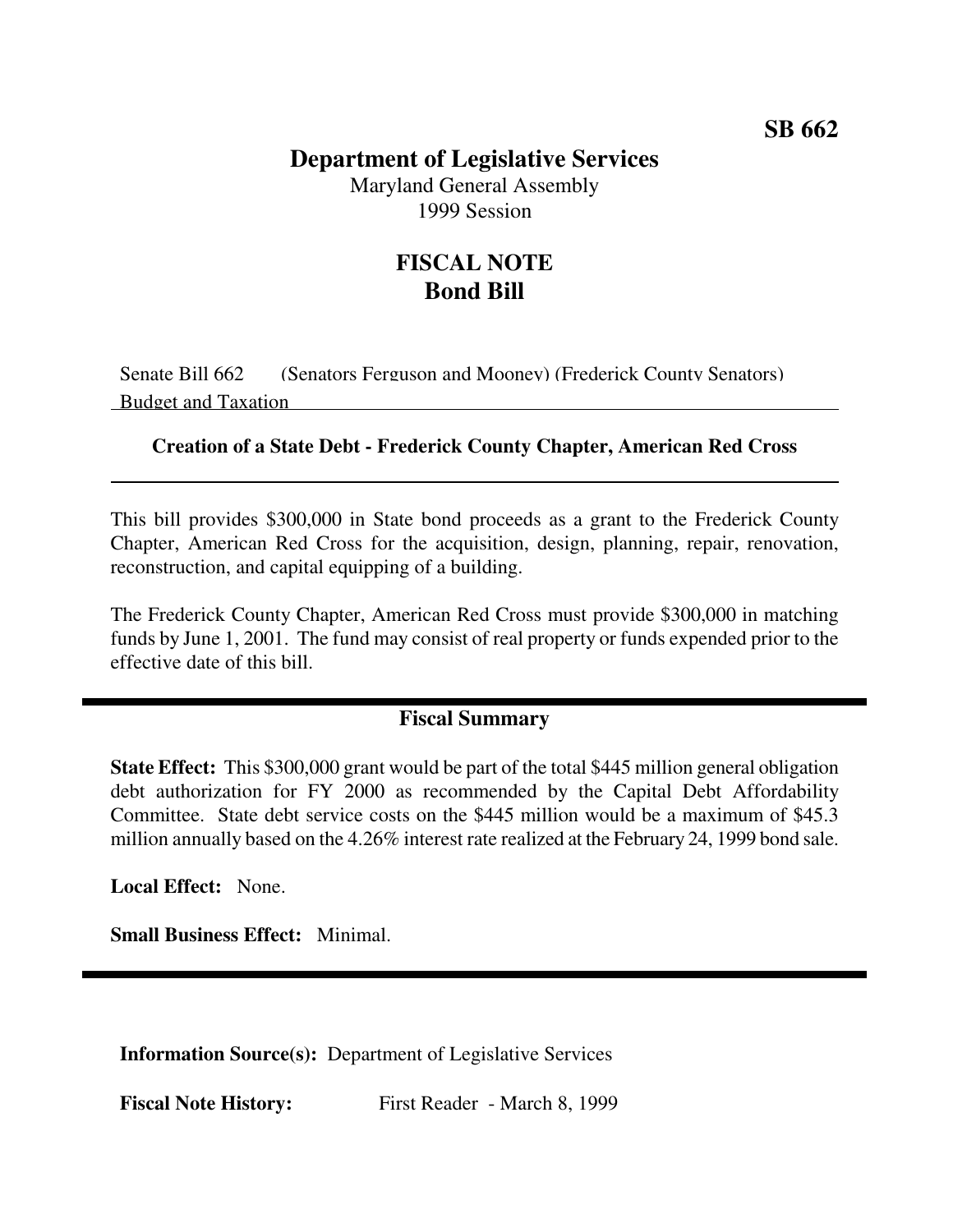**SB 662**

# Department of Legislative Services

Maryland General Assembly
1999 Session

## FISCAL NOTE
## Bond Bill

Senate Bill 662 (Senators Ferguson and Mooney) (Frederick County Senators)
Budget and Taxation

**Creation of a State Debt - Frederick County Chapter, American Red Cross**

This bill provides $300,000 in State bond proceeds as a grant to the Frederick County Chapter, American Red Cross for the acquisition, design, planning, repair, renovation, reconstruction, and capital equipping of a building.

The Frederick County Chapter, American Red Cross must provide $300,000 in matching funds by June 1, 2001. The fund may consist of real property or funds expended prior to the effective date of this bill.

## Fiscal Summary

**State Effect:** This $300,000 grant would be part of the total $445 million general obligation debt authorization for FY 2000 as recommended by the Capital Debt Affordability Committee. State debt service costs on the $445 million would be a maximum of $45.3 million annually based on the 4.26% interest rate realized at the February 24, 1999 bond sale.

**Local Effect:** None.

**Small Business Effect:** Minimal.

**Information Source(s):** Department of Legislative Services

**Fiscal Note History:** First Reader - March 8, 1999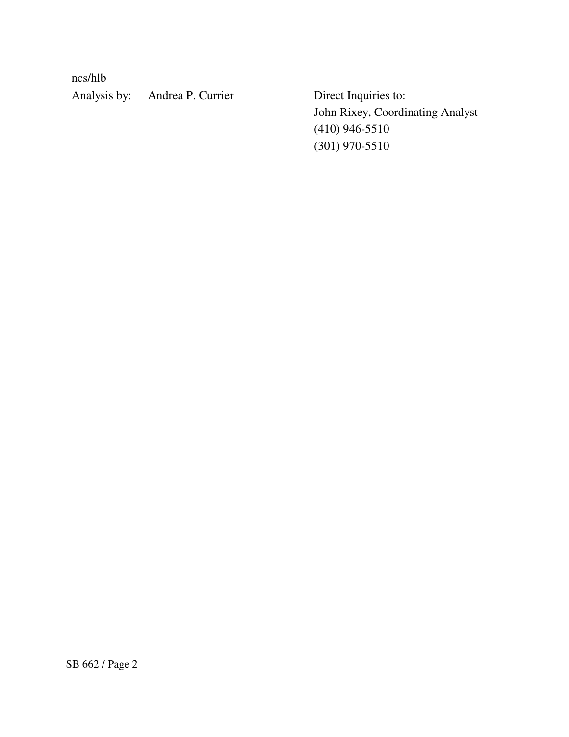ncs/hlb

---

| | |
|---|---|
| Analysis by: Andrea P. Currier | Direct Inquiries to:<br>John Rixey, Coordinating Analyst<br>(410) 946-5510<br>(301) 970-5510 |